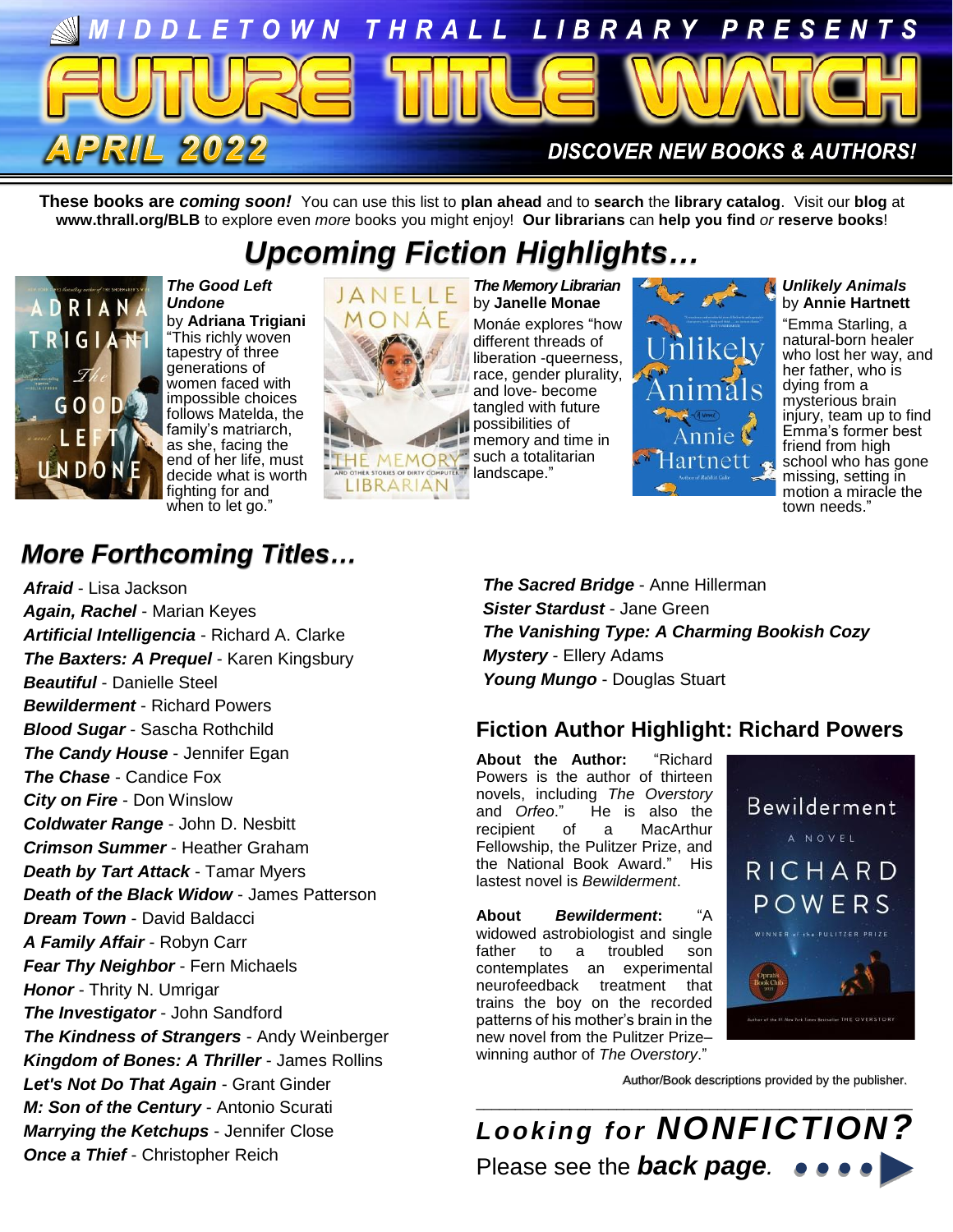# MIDDLETOWN THRALL LIBRARY PRESENTS

# FUTURE TITLE WATCH

**APRIL 2022**

**DISCOVER NEW BOOKS & AUTHORS!**

**These books are *coming soon!*** You can use this list to **plan ahead** and to **search** the **library catalog**. Visit our **blog** at **www.thrall.org/BLB** to explore even *more* books you might enjoy! **Our librarians** can **help you find** *or* **reserve books**!

## *Upcoming Fiction Highlights…*

***The Good Left Undone*** by **Adriana Trigiani**
"This richly woven tapestry of three generations of women faced with impossible choices follows Matelda, the family's matriarch, as she, facing the end of her life, must decide what is worth fighting for and when to let go."

***The Memory Librarian*** by **Janelle Monae**
Monáe explores "how different threads of liberation -queerness, race, gender plurality, and love- become tangled with future possibilities of memory and time in such a totalitarian landscape."

***Unlikely Animals*** by **Annie Hartnett**
"Emma Starling, a natural-born healer who lost her way, and her father, who is dying from a mysterious brain injury, team up to find Emma's former best friend from high school who has gone missing, setting in motion a miracle the town needs."

## *More Forthcoming Titles…*

***Afraid*** - Lisa Jackson
***Again, Rachel*** - Marian Keyes
***Artificial Intelligencia*** - Richard A. Clarke
***The Baxters: A Prequel*** - Karen Kingsbury
***Beautiful*** - Danielle Steel
***Bewilderment*** - Richard Powers
***Blood Sugar*** - Sascha Rothchild
***The Candy House*** - Jennifer Egan
***The Chase*** - Candice Fox
***City on Fire*** - Don Winslow
***Coldwater Range*** - John D. Nesbitt
***Crimson Summer*** - Heather Graham
***Death by Tart Attack*** - Tamar Myers
***Death of the Black Widow*** - James Patterson
***Dream Town*** - David Baldacci
***A Family Affair*** - Robyn Carr
***Fear Thy Neighbor*** - Fern Michaels
***Honor*** - Thrity N. Umrigar
***The Investigator*** - John Sandford
***The Kindness of Strangers*** - Andy Weinberger
***Kingdom of Bones: A Thriller*** - James Rollins
***Let's Not Do That Again*** - Grant Ginder
***M: Son of the Century*** - Antonio Scurati
***Marrying the Ketchups*** - Jennifer Close
***Once a Thief*** - Christopher Reich
***The Sacred Bridge*** - Anne Hillerman
***Sister Stardust*** - Jane Green
***The Vanishing Type: A Charming Bookish Cozy Mystery*** - Ellery Adams
***Young Mungo*** - Douglas Stuart

## Fiction Author Highlight: Richard Powers

**About the Author:** "Richard Powers is the author of thirteen novels, including *The Overstory* and *Orfeo*." He is also the recipient of a MacArthur Fellowship, the Pulitzer Prize, and the National Book Award." His lastest novel is *Bewilderment*.

**About *Bewilderment*:** "A widowed astrobiologist and single father to a troubled son contemplates an experimental neurofeedback treatment that trains the boy on the recorded patterns of his mother's brain in the new novel from the Pulitzer Prize–winning author of *The Overstory*."

Author/Book descriptions provided by the publisher.

***Looking for NONFICTION?***
Please see the ***back page***.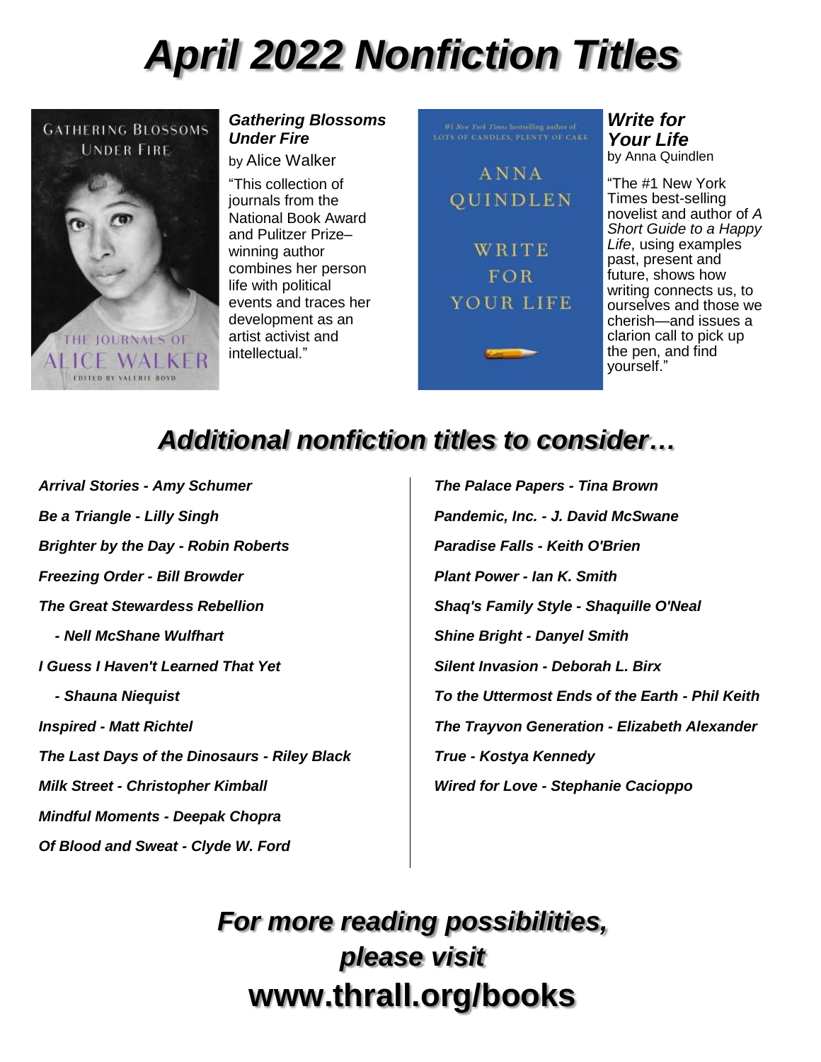# *April 2022 Nonfiction Titles*

### ***Gathering Blossoms Under Fire***

by Alice Walker

"This collection of journals from the National Book Award and Pulitzer Prize–winning author combines her person life with political events and traces her development as an artist activist and intellectual."

### ***Write for Your Life***

by Anna Quindlen

"The #1 New York Times best-selling novelist and author of *A Short Guide to a Happy Life*, using examples past, present and future, shows how writing connects us, to ourselves and those we cherish—and issues a clarion call to pick up the pen, and find yourself."

## *Additional nonfiction titles to consider…*

***Arrival Stories - Amy Schumer***

***Be a Triangle - Lilly Singh***

***Brighter by the Day - Robin Roberts***

***Freezing Order - Bill Browder***

***The Great Stewardess Rebellion - Nell McShane Wulfhart***

***I Guess I Haven't Learned That Yet - Shauna Niequist***

***Inspired - Matt Richtel***

***The Last Days of the Dinosaurs - Riley Black***

***Milk Street - Christopher Kimball***

***Mindful Moments - Deepak Chopra***

***Of Blood and Sweat - Clyde W. Ford***

***The Palace Papers - Tina Brown***

***Pandemic, Inc. - J. David McSwane***

***Paradise Falls - Keith O'Brien***

***Plant Power - Ian K. Smith***

***Shaq's Family Style - Shaquille O'Neal***

***Shine Bright - Danyel Smith***

***Silent Invasion - Deborah L. Birx***

***To the Uttermost Ends of the Earth - Phil Keith***

***The Trayvon Generation - Elizabeth Alexander***

***True - Kostya Kennedy***

***Wired for Love - Stephanie Cacioppo***

## *For more reading possibilities, please visit*
## **www.thrall.org/books**